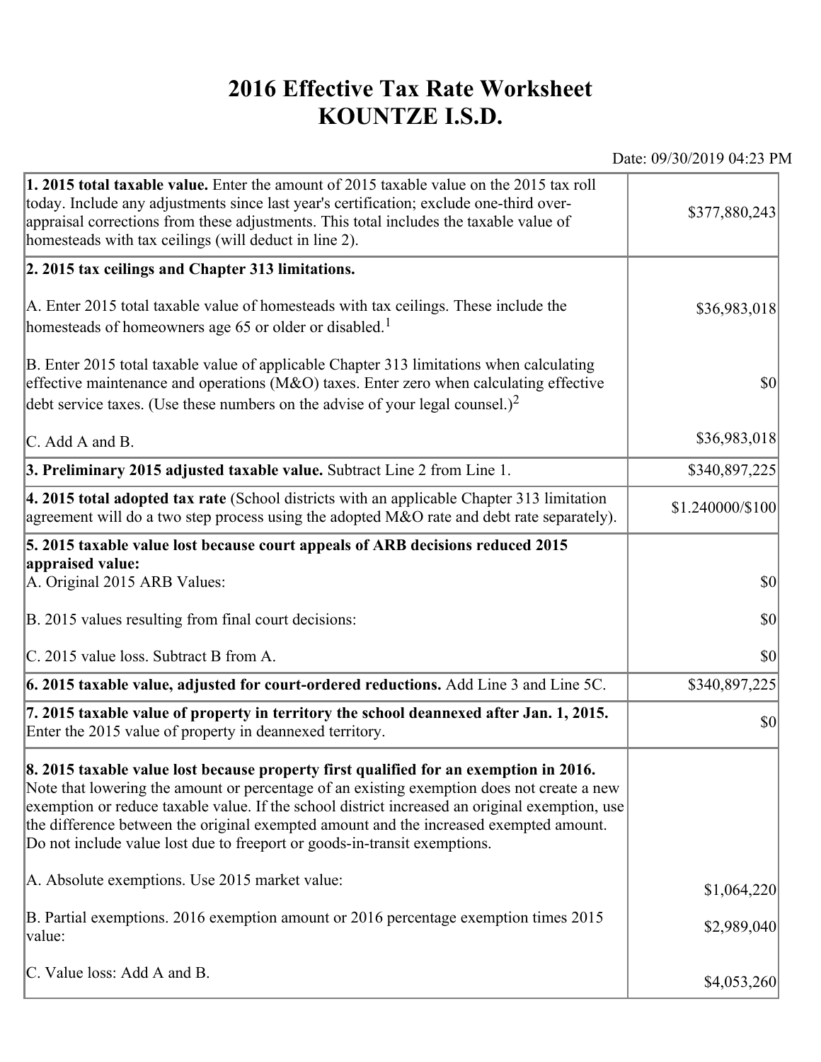# 2016 Effective Tax Rate Worksheet
# KOUNTZE I.S.D.

Date: 09/30/2019 04:23 PM

| | |
|---|---|
| **1. 2015 total taxable value.** Enter the amount of 2015 taxable value on the 2015 tax roll today. Include any adjustments since last year's certification; exclude one-third over-appraisal corrections from these adjustments. This total includes the taxable value of homesteads with tax ceilings (will deduct in line 2). | $377,880,243 |
| **2. 2015 tax ceilings and Chapter 313 limitations.** | |
| A. Enter 2015 total taxable value of homesteads with tax ceilings. These include the homesteads of homeowners age 65 or older or disabled.[1] | $36,983,018 |
| B. Enter 2015 total taxable value of applicable Chapter 313 limitations when calculating effective maintenance and operations (M&O) taxes. Enter zero when calculating effective debt service taxes. (Use these numbers on the advise of your legal counsel.)[2] | $0 |
| C. Add A and B. | $36,983,018 |
| **3. Preliminary 2015 adjusted taxable value.** Subtract Line 2 from Line 1. | $340,897,225 |
| **4. 2015 total adopted tax rate** (School districts with an applicable Chapter 313 limitation agreement will do a two step process using the adopted M&O rate and debt rate separately). | $1.240000/$100 |
| **5. 2015 taxable value lost because court appeals of ARB decisions reduced 2015 appraised value:** | |
| A. Original 2015 ARB Values: | $0 |
| B. 2015 values resulting from final court decisions: | $0 |
| C. 2015 value loss. Subtract B from A. | $0 |
| **6. 2015 taxable value, adjusted for court-ordered reductions.** Add Line 3 and Line 5C. | $340,897,225 |
| **7. 2015 taxable value of property in territory the school deannexed after Jan. 1, 2015.** Enter the 2015 value of property in deannexed territory. | $0 |
| **8. 2015 taxable value lost because property first qualified for an exemption in 2016.** Note that lowering the amount or percentage of an existing exemption does not create a new exemption or reduce taxable value. If the school district increased an original exemption, use the difference between the original exempted amount and the increased exempted amount. Do not include value lost due to freeport or goods-in-transit exemptions. | |
| A. Absolute exemptions. Use 2015 market value: | $1,064,220 |
| B. Partial exemptions. 2016 exemption amount or 2016 percentage exemption times 2015 value: | $2,989,040 |
| C. Value loss: Add A and B. | $4,053,260 |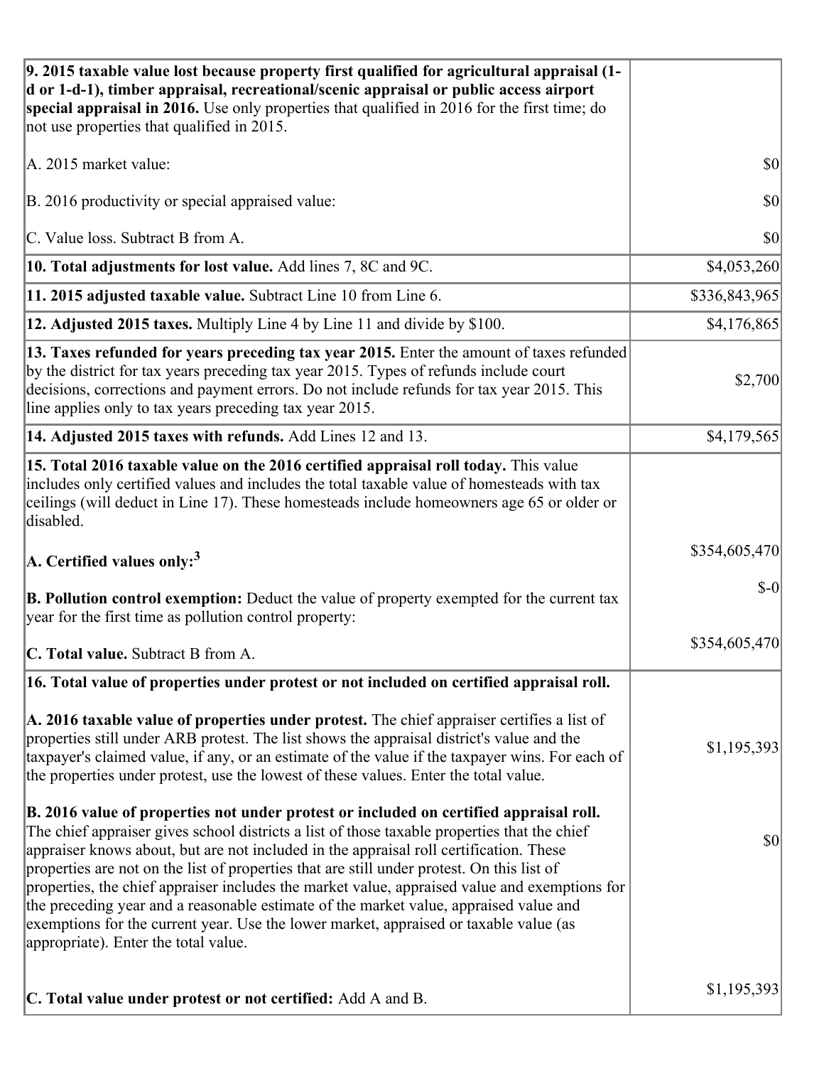| | |
|---|---|
| **9. 2015 taxable value lost because property first qualified for agricultural appraisal (1-d or 1-d-1), timber appraisal, recreational/scenic appraisal or public access airport special appraisal in 2016.** Use only properties that qualified in 2016 for the first time; do not use properties that qualified in 2015.<br><br>A. 2015 market value:<br><br>B. 2016 productivity or special appraised value:<br><br>C. Value loss. Subtract B from A. | <br><br><br><br>$0<br><br>$0<br><br>$0 |
| **10. Total adjustments for lost value.** Add lines 7, 8C and 9C. | $4,053,260 |
| **11. 2015 adjusted taxable value.** Subtract Line 10 from Line 6. | $336,843,965 |
| **12. Adjusted 2015 taxes.** Multiply Line 4 by Line 11 and divide by $100. | $4,176,865 |
| **13. Taxes refunded for years preceding tax year 2015.** Enter the amount of taxes refunded by the district for tax years preceding tax year 2015. Types of refunds include court decisions, corrections and payment errors. Do not include refunds for tax year 2015. This line applies only to tax years preceding tax year 2015. | $2,700 |
| **14. Adjusted 2015 taxes with refunds.** Add Lines 12 and 13. | $4,179,565 |
| **15. Total 2016 taxable value on the 2016 certified appraisal roll today.** This value includes only certified values and includes the total taxable value of homesteads with tax ceilings (will deduct in Line 17). These homesteads include homeowners age 65 or older or disabled.<br><br>**A. Certified values only:**[3]<br><br>**B. Pollution control exemption:** Deduct the value of property exempted for the current tax year for the first time as pollution control property:<br><br>**C. Total value.** Subtract B from A. | <br><br><br><br>$354,605,470<br><br>$-0<br><br>$354,605,470 |
| **16. Total value of properties under protest or not included on certified appraisal roll.**<br><br>**A. 2016 taxable value of properties under protest.** The chief appraiser certifies a list of properties still under ARB protest. The list shows the appraisal district's value and the taxpayer's claimed value, if any, or an estimate of the value if the taxpayer wins. For each of the properties under protest, use the lowest of these values. Enter the total value.<br><br>**B. 2016 value of properties not under protest or included on certified appraisal roll.** The chief appraiser gives school districts a list of those taxable properties that the chief appraiser knows about, but are not included in the appraisal roll certification. These properties are not on the list of properties that are still under protest. On this list of properties, the chief appraiser includes the market value, appraised value and exemptions for the preceding year and a reasonable estimate of the market value, appraised value and exemptions for the current year. Use the lower market, appraised or taxable value (as appropriate). Enter the total value.<br><br>**C. Total value under protest or not certified:** Add A and B. | <br><br>$1,195,393<br><br>$0<br><br>$1,195,393 |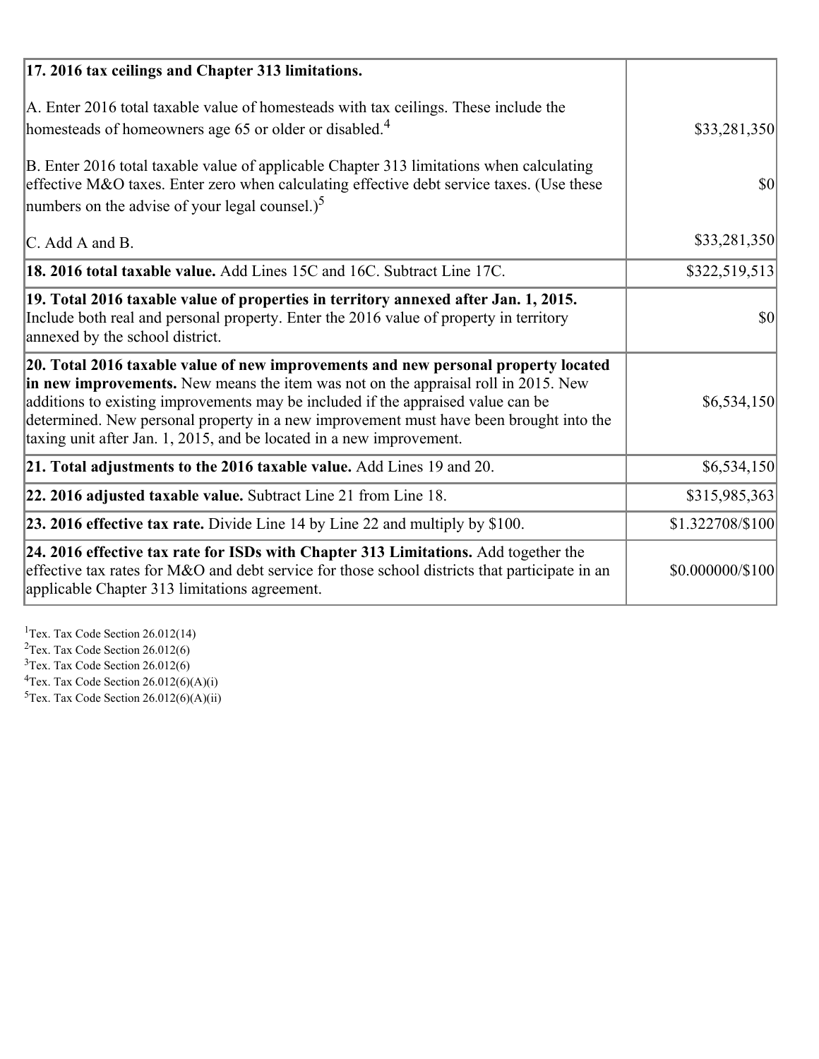| | |
|---|---|
| **17. 2016 tax ceilings and Chapter 313 limitations.** | |
| A. Enter 2016 total taxable value of homesteads with tax ceilings. These include the homesteads of homeowners age 65 or older or disabled.[4] | $33,281,350 |
| B. Enter 2016 total taxable value of applicable Chapter 313 limitations when calculating effective M&O taxes. Enter zero when calculating effective debt service taxes. (Use these numbers on the advise of your legal counsel.)[5] | $0 |
| C. Add A and B. | $33,281,350 |
| **18. 2016 total taxable value.** Add Lines 15C and 16C. Subtract Line 17C. | $322,519,513 |
| **19. Total 2016 taxable value of properties in territory annexed after Jan. 1, 2015.** Include both real and personal property. Enter the 2016 value of property in territory annexed by the school district. | $0 |
| **20. Total 2016 taxable value of new improvements and new personal property located in new improvements.** New means the item was not on the appraisal roll in 2015. New additions to existing improvements may be included if the appraised value can be determined. New personal property in a new improvement must have been brought into the taxing unit after Jan. 1, 2015, and be located in a new improvement. | $6,534,150 |
| **21. Total adjustments to the 2016 taxable value.** Add Lines 19 and 20. | $6,534,150 |
| **22. 2016 adjusted taxable value.** Subtract Line 21 from Line 18. | $315,985,363 |
| **23. 2016 effective tax rate.** Divide Line 14 by Line 22 and multiply by $100. | $1.322708/$100 |
| **24. 2016 effective tax rate for ISDs with Chapter 313 Limitations.** Add together the effective tax rates for M&O and debt service for those school districts that participate in an applicable Chapter 313 limitations agreement. | $0.000000/$100 |

[1]Tex. Tax Code Section 26.012(14)
[2]Tex. Tax Code Section 26.012(6)
[3]Tex. Tax Code Section 26.012(6)
[4]Tex. Tax Code Section 26.012(6)(A)(i)
[5]Tex. Tax Code Section 26.012(6)(A)(ii)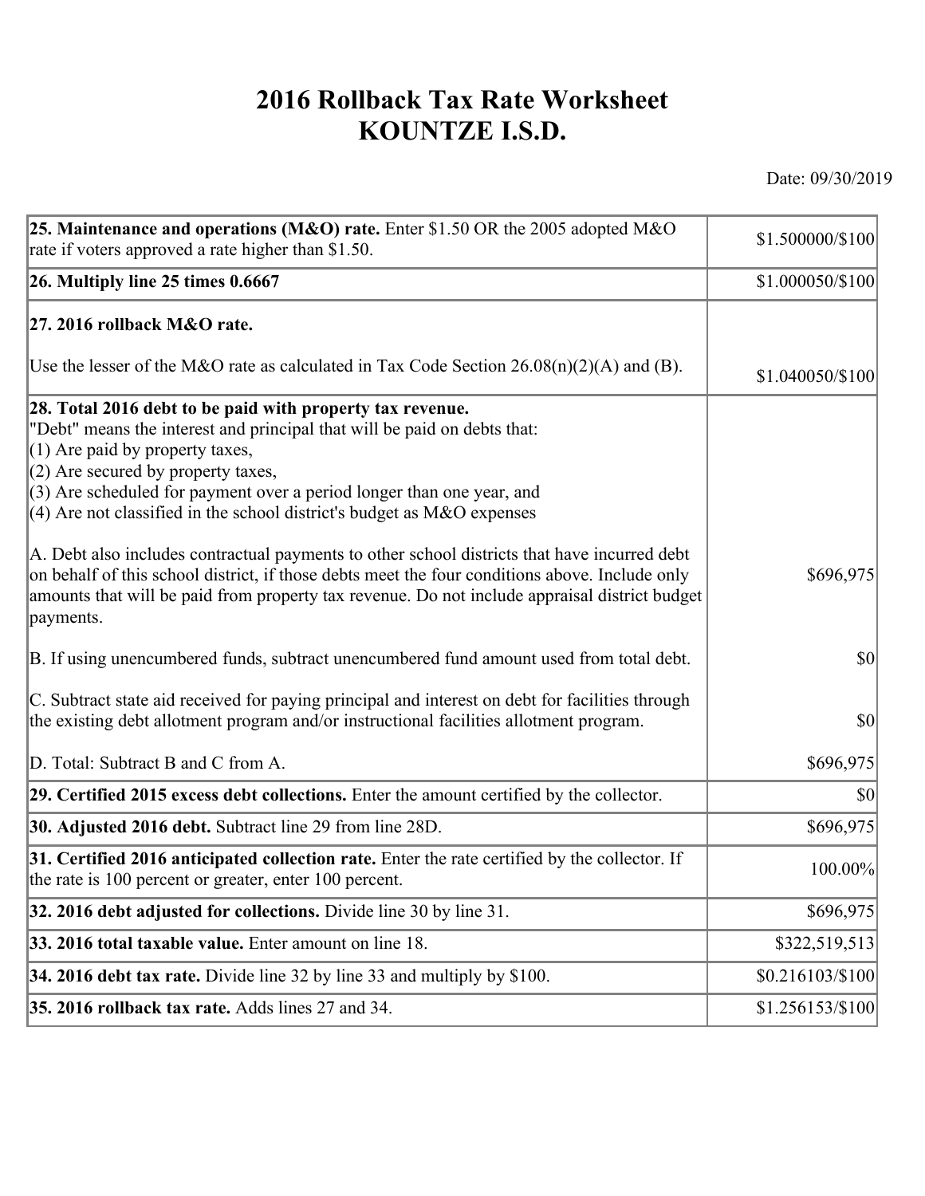# 2016 Rollback Tax Rate Worksheet
# KOUNTZE I.S.D.

Date: 09/30/2019

| | |
|---|---|
| **25. Maintenance and operations (M&O) rate.** Enter $1.50 OR the 2005 adopted M&O rate if voters approved a rate higher than $1.50. | $1.500000/$100 |
| **26. Multiply line 25 times 0.6667** | $1.000050/$100 |
| **27. 2016 rollback M&O rate.**<br><br>Use the lesser of the M&O rate as calculated in Tax Code Section 26.08(n)(2)(A) and (B). | $1.040050/$100 |
| **28. Total 2016 debt to be paid with property tax revenue.**<br>"Debt" means the interest and principal that will be paid on debts that:<br>(1) Are paid by property taxes,<br>(2) Are secured by property taxes,<br>(3) Are scheduled for payment over a period longer than one year, and<br>(4) Are not classified in the school district's budget as M&O expenses<br><br>A. Debt also includes contractual payments to other school districts that have incurred debt on behalf of this school district, if those debts meet the four conditions above. Include only amounts that will be paid from property tax revenue. Do not include appraisal district budget payments. | $696,975 |
| B. If using unencumbered funds, subtract unencumbered fund amount used from total debt. | $0 |
| C. Subtract state aid received for paying principal and interest on debt for facilities through the existing debt allotment program and/or instructional facilities allotment program. | $0 |
| D. Total: Subtract B and C from A. | $696,975 |
| **29. Certified 2015 excess debt collections.** Enter the amount certified by the collector. | $0 |
| **30. Adjusted 2016 debt.** Subtract line 29 from line 28D. | $696,975 |
| **31. Certified 2016 anticipated collection rate.** Enter the rate certified by the collector. If the rate is 100 percent or greater, enter 100 percent. | 100.00% |
| **32. 2016 debt adjusted for collections.** Divide line 30 by line 31. | $696,975 |
| **33. 2016 total taxable value.** Enter amount on line 18. | $322,519,513 |
| **34. 2016 debt tax rate.** Divide line 32 by line 33 and multiply by $100. | $0.216103/$100 |
| **35. 2016 rollback tax rate.** Adds lines 27 and 34. | $1.256153/$100 |